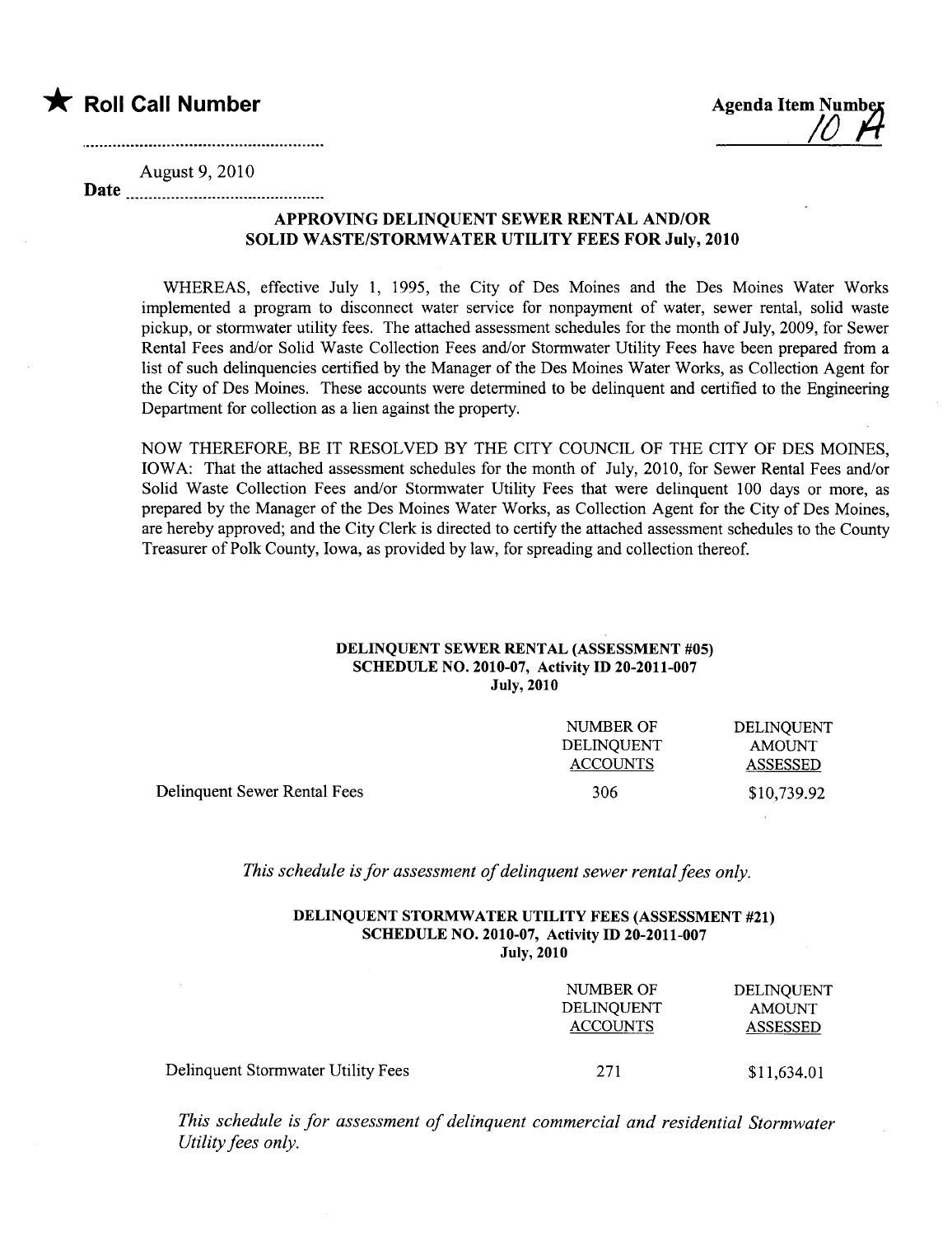★ **Roll Call Number**

**Agenda Item Number** 10 A

Date August 9, 2010

**APPROVING DELINQUENT SEWER RENTAL AND/OR SOLID WASTE/STORMWATER UTILITY FEES FOR July, 2010**

WHEREAS, effective July 1, 1995, the City of Des Moines and the Des Moines Water Works implemented a program to disconnect water service for nonpayment of water, sewer rental, solid waste pickup, or stormwater utility fees. The attached assessment schedules for the month of July, 2009, for Sewer Rental Fees and/or Solid Waste Collection Fees and/or Stormwater Utility Fees have been prepared from a list of such delinquencies certified by the Manager of the Des Moines Water Works, as Collection Agent for the City of Des Moines. These accounts were determined to be delinquent and certified to the Engineering Department for collection as a lien against the property.

NOW THEREFORE, BE IT RESOLVED BY THE CITY COUNCIL OF THE CITY OF DES MOINES, IOWA: That the attached assessment schedules for the month of July, 2010, for Sewer Rental Fees and/or Solid Waste Collection Fees and/or Stormwater Utility Fees that were delinquent 100 days or more, as prepared by the Manager of the Des Moines Water Works, as Collection Agent for the City of Des Moines, are hereby approved; and the City Clerk is directed to certify the attached assessment schedules to the County Treasurer of Polk County, Iowa, as provided by law, for spreading and collection thereof.

**DELINQUENT SEWER RENTAL (ASSESSMENT #05)**
**SCHEDULE NO. 2010-07, Activity ID 20-2011-007**
**July, 2010**

| | NUMBER OF DELINQUENT ACCOUNTS | DELINQUENT AMOUNT ASSESSED |
|---|---|---|
| Delinquent Sewer Rental Fees | 306 | $10,739.92 |

*This schedule is for assessment of delinquent sewer rental fees only.*

**DELINQUENT STORMWATER UTILITY FEES (ASSESSMENT #21)**
**SCHEDULE NO. 2010-07, Activity ID 20-2011-007**
**July, 2010**

| | NUMBER OF DELINQUENT ACCOUNTS | DELINQUENT AMOUNT ASSESSED |
|---|---|---|
| Delinquent Stormwater Utility Fees | 271 | $11,634.01 |

*This schedule is for assessment of delinquent commercial and residential Stormwater Utility fees only.*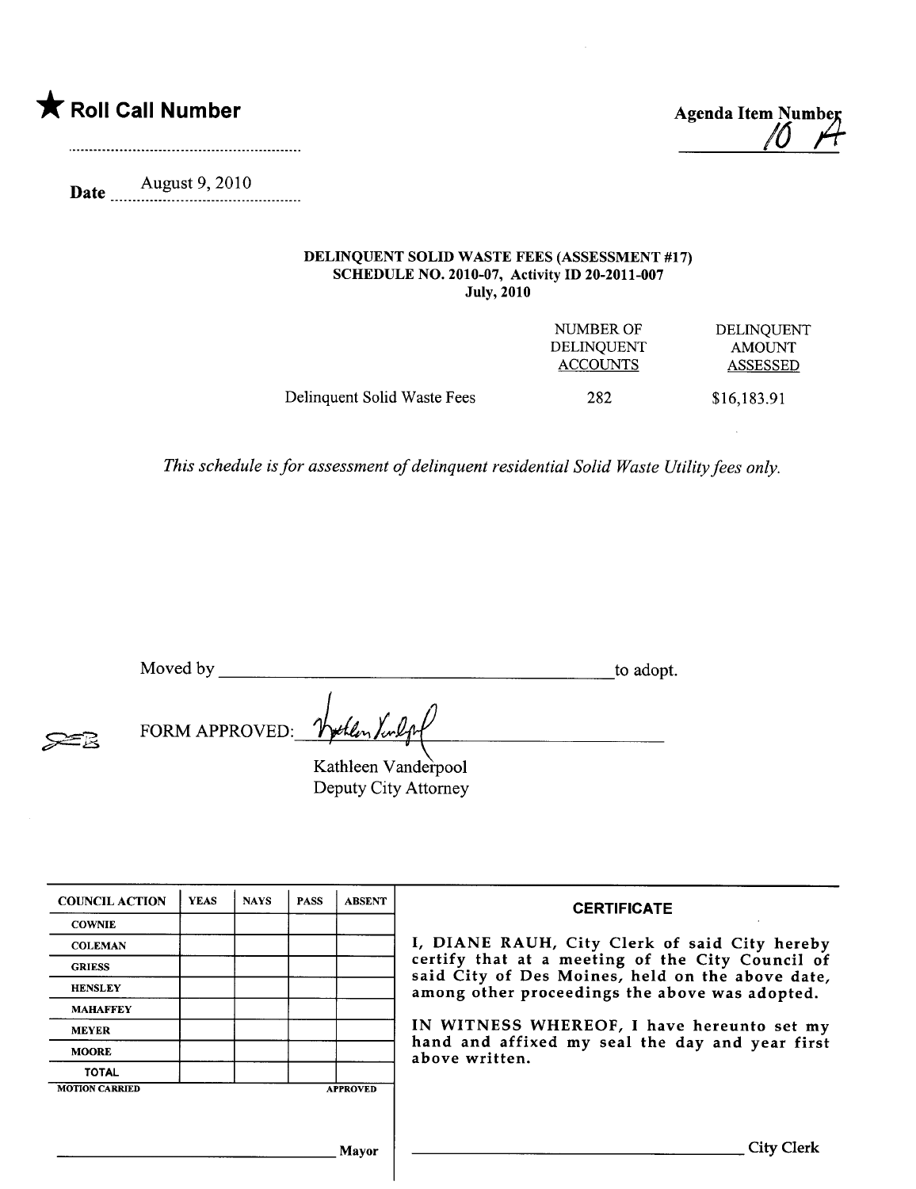★ **Roll Call Number**

..............................................................

**Agenda Item Number** 10 A

**Date** August 9, 2010

**DELINQUENT SOLID WASTE FEES (ASSESSMENT #17)**
**SCHEDULE NO. 2010-07, Activity ID 20-2011-007**
**July, 2010**

| | NUMBER OF DELINQUENT ACCOUNTS | DELINQUENT AMOUNT ASSESSED |
|---|---|---|
| Delinquent Solid Waste Fees | 282 | $16,183.91 |

*This schedule is for assessment of delinquent residential Solid Waste Utility fees only.*

Moved by ______________________________________________ to adopt.

FORM APPROVED: ______________________________
Kathleen Vanderpool
Deputy City Attorney

| COUNCIL ACTION | YEAS | NAYS | PASS | ABSENT |
|---|---|---|---|---|
| COWNIE | | | | |
| COLEMAN | | | | |
| GRIESS | | | | |
| HENSLEY | | | | |
| MAHAFFEY | | | | |
| MEYER | | | | |
| MOORE | | | | |
| TOTAL | | | | |

MOTION CARRIED APPROVED

______________________________ Mayor

**CERTIFICATE**

I, DIANE RAUH, City Clerk of said City hereby certify that at a meeting of the City Council of said City of Des Moines, held on the above date, among other proceedings the above was adopted.

IN WITNESS WHEREOF, I have hereunto set my hand and affixed my seal the day and year first above written.

______________________________ City Clerk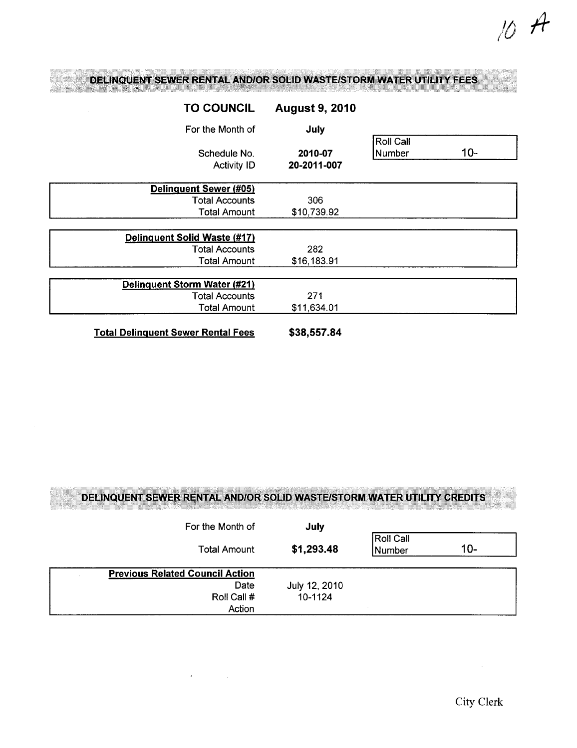10 A

## DELINQUENT SEWER RENTAL AND/OR SOLID WASTE/STORM WATER UTILITY FEES

| | | | |
|---|---|---|---|
| **TO COUNCIL** | **August 9, 2010** | | |
| For the Month of | **July** | | |
| Schedule No. | **2010-07** | Roll Call Number | 10- |
| Activity ID | **20-2011-007** | | |

| | |
|---|---|
| **Delinquent Sewer (#05)** | |
| Total Accounts | 306 |
| Total Amount | $10,739.92 |

| | |
|---|---|
| **Delinquent Solid Waste (#17)** | |
| Total Accounts | 282 |
| Total Amount | $16,183.91 |

| | |
|---|---|
| **Delinquent Storm Water (#21)** | |
| Total Accounts | 271 |
| Total Amount | $11,634.01 |

**Total Delinquent Sewer Rental Fees** **$38,557.84**

## DELINQUENT SEWER RENTAL AND/OR SOLID WASTE/STORM WATER UTILITY CREDITS

| | | | |
|---|---|---|---|
| For the Month of | **July** | | |
| Total Amount | **$1,293.48** | Roll Call Number | 10- |

| | |
|---|---|
| **Previous Related Council Action** | |
| Date | July 12, 2010 |
| Roll Call # | 10-1124 |
| Action | |

City Clerk